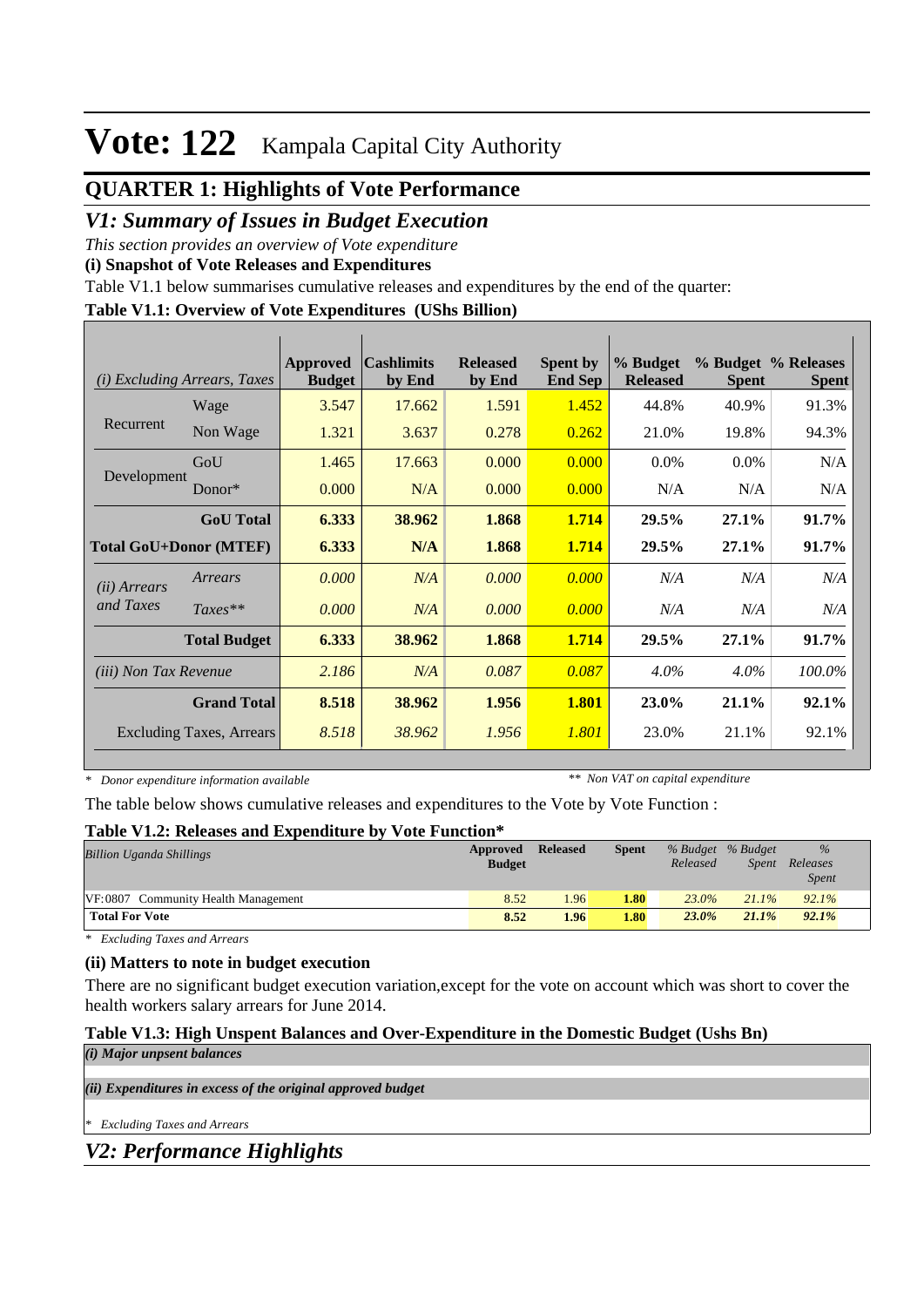# Vote: 122 Kampala Capital City Authority

## QUARTER 1: Highlights of Vote Performance

## *V1: Summary of Issues in Budget Execution*

*This section provides an overview of Vote expenditure*

**(i) Snapshot of Vote Releases and Expenditures**

Table V1.1 below summarises cumulative releases and expenditures by the end of the quarter:

**Table V1.1: Overview of Vote Expenditures (UShs Billion)**

| *(i) Excluding Arrears, Taxes* | | Approved Budget | Cashlimits by End | Released by End | Spent by End Sep | % Budget Released | % Budget Spent | % Releases Spent |
|---|---|---|---|---|---|---|---|---|
| Recurrent | Wage | 3.547 | 17.662 | 1.591 | 1.452 | 44.8% | 40.9% | 91.3% |
| | Non Wage | 1.321 | 3.637 | 0.278 | 0.262 | 21.0% | 19.8% | 94.3% |
| Development | GoU | 1.465 | 17.663 | 0.000 | 0.000 | 0.0% | 0.0% | N/A |
| | Donor* | 0.000 | N/A | 0.000 | 0.000 | N/A | N/A | N/A |
| | **GoU Total** | **6.333** | **38.962** | **1.868** | **1.714** | **29.5%** | **27.1%** | **91.7%** |
| **Total GoU+Donor (MTEF)** | | **6.333** | **N/A** | **1.868** | **1.714** | **29.5%** | **27.1%** | **91.7%** |
| *(ii) Arrears and Taxes* | *Arrears* | *0.000* | *N/A* | *0.000* | *0.000* | *N/A* | *N/A* | *N/A* |
| | *Taxes*** | *0.000* | *N/A* | *0.000* | *0.000* | *N/A* | *N/A* | *N/A* |
| | **Total Budget** | **6.333** | **38.962** | **1.868** | **1.714** | **29.5%** | **27.1%** | **91.7%** |
| *(iii) Non Tax Revenue* | | *2.186* | *N/A* | *0.087* | *0.087* | *4.0%* | *4.0%* | *100.0%* |
| | **Grand Total** | **8.518** | **38.962** | **1.956** | **1.801** | **23.0%** | **21.1%** | **92.1%** |
| | Excluding Taxes, Arrears | *8.518* | *38.962* | *1.956* | *1.801* | 23.0% | 21.1% | 92.1% |

\* *Donor expenditure information available* ** *Non VAT on capital expenditure*

The table below shows cumulative releases and expenditures to the Vote by Vote Function :

**Table V1.2: Releases and Expenditure by Vote Function***

| *Billion Uganda Shillings* | Approved Budget | Released | Spent | *% Budget Released* | *% Budget Spent* | *% Releases Spent* |
|---|---|---|---|---|---|---|
| VF:0807 Community Health Management | 8.52 | 1.96 | **1.80** | *23.0%* | *21.1%* | *92.1%* |
| **Total For Vote** | **8.52** | **1.96** | **1.80** | ***23.0%*** | ***21.1%*** | ***92.1%*** |

\* *Excluding Taxes and Arrears*

**(ii) Matters to note in budget execution**

There are no significant budget execution variation,except for the vote on account which was short to cover the health workers salary arrears for June 2014.

**Table V1.3: High Unspent Balances and Over-Expenditure in the Domestic Budget (Ushs Bn)**

***(i) Major unpsent balances***

***(ii) Expenditures in excess of the original approved budget***

\* *Excluding Taxes and Arrears*

## *V2: Performance Highlights*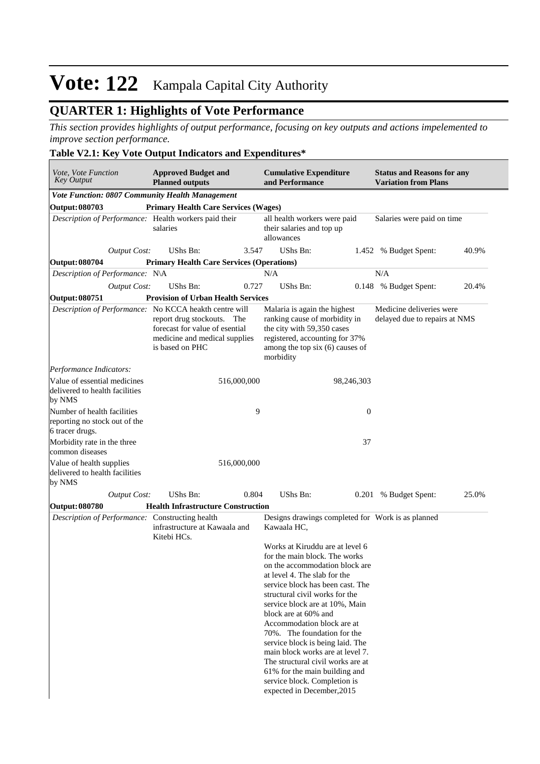# Vote: 122 Kampala Capital City Authority

## QUARTER 1: Highlights of Vote Performance

*This section provides highlights of output performance, focusing on key outputs and actions impelemented to improve section performance.*

### Table V2.1: Key Vote Output Indicators and Expenditures*

| *Vote, Vote Function Key Output* | **Approved Budget and Planned outputs** | | **Cumulative Expenditure and Performance** | | **Status and Reasons for any Variation from Plans** | |
|---|---|---|---|---|---|---|
| ***Vote Function: 0807 Community Health Management*** | | | | | | |
| **Output: 080703** | **Primary Health Care Services (Wages)** | | | | | |
| *Description of Performance:* | Health workers paid their salaries | | all health workers were paid their salaries and top up allowances | | Salaries were paid on time | |
| *Output Cost:* | UShs Bn: | 3.547 | UShs Bn: | 1.452 | % Budget Spent: | 40.9% |
| **Output: 080704** | **Primary Health Care Services (Operations)** | | | | | |
| *Description of Performance:* | N\A | | N/A | | N/A | |
| *Output Cost:* | UShs Bn: | 0.727 | UShs Bn: | 0.148 | % Budget Spent: | 20.4% |
| **Output: 080751** | **Provision of Urban Health Services** | | | | | |
| *Description of Performance:* | No KCCA heakth centre will report drug stockouts. The forecast for value of esential medicine and medical supplies is based on PHC | | Malaria is again the highest ranking cause of morbidity in the city with 59,350 cases registered, accounting for 37% among the top six (6) causes of morbidity | | Medicine deliveries were delayed due to repairs at NMS | |
| *Performance Indicators:* | | | | | | |
| Value of essential medicines delivered to health facilities by NMS | | 516,000,000 | | 98,246,303 | | |
| Number of health facilities reporting no stock out of the 6 tracer drugs. | | 9 | | 0 | | |
| Morbidity rate in the three common diseases | | | | 37 | | |
| Value of health supplies delivered to health facilities by NMS | | 516,000,000 | | | | |
| *Output Cost:* | UShs Bn: | 0.804 | UShs Bn: | 0.201 | % Budget Spent: | 25.0% |
| **Output: 080780** | **Health Infrastructure Construction** | | | | | |
| *Description of Performance:* | Constructing health infrastructure at Kawaala and Kitebi HCs. | | Designs drawings completed for Kawaala HC,<br><br>Works at Kiruddu are at level 6 for the main block. The works on the accommodation block are at level 4. The slab for the service block has been cast. The structural civil works for the service block are at 10%, Main block are at 60% and Accommodation block are at 70%. The foundation for the service block is being laid. The main block works are at level 7. The structural civil works are at 61% for the main building and service block. Completion is expected in December,2015 | | Work is as planned | |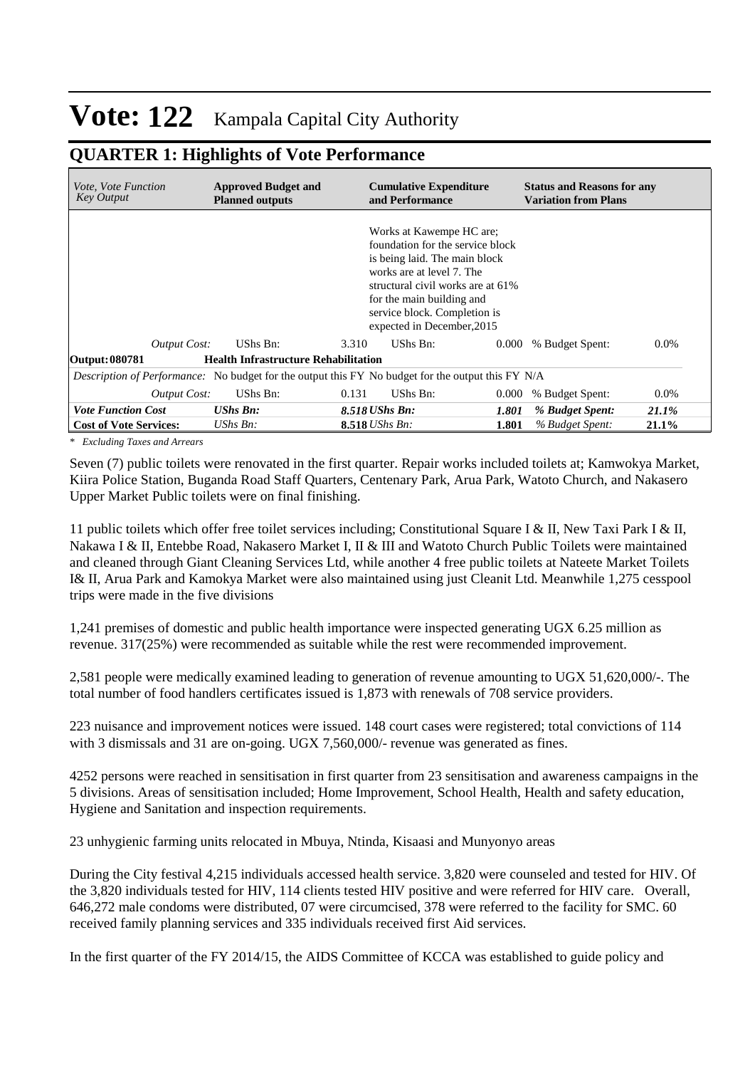# Vote: 122 Kampala Capital City Authority

## QUARTER 1: Highlights of Vote Performance

| *Vote, Vote Function Key Output* | **Approved Budget and Planned outputs** | | **Cumulative Expenditure and Performance** | | **Status and Reasons for any Variation from Plans** | |
|---|---|---|---|---|---|---|
| | | | Works at Kawempe HC are; foundation for the service block is being laid. The main block works are at level 7. The structural civil works are at 61% for the main building and service block. Completion is expected in December,2015 | | | |
| *Output Cost:* | UShs Bn: | 3.310 | UShs Bn: | 0.000 | % Budget Spent: | 0.0% |
| **Output: 080781** | **Health Infrastructure Rehabilitation** | | | | | |
| *Description of Performance:* | No budget for the output this FY | | No budget for the output this FY | | N/A | |
| *Output Cost:* | UShs Bn: | 0.131 | UShs Bn: | 0.000 | % Budget Spent: | 0.0% |
| ***Vote Function Cost*** | ***UShs Bn:*** | ***8.518*** | ***UShs Bn:*** | ***1.801*** | ***% Budget Spent:*** | ***21.1%*** |
| **Cost of Vote Services:** | *UShs Bn:* | **8.518** | *UShs Bn:* | **1.801** | *% Budget Spent:* | **21.1%** |

*\* Excluding Taxes and Arrears*

Seven (7) public toilets were renovated in the first quarter. Repair works included toilets at; Kamwokya Market, Kiira Police Station, Buganda Road Staff Quarters, Centenary Park, Arua Park, Watoto Church, and Nakasero Upper Market Public toilets were on final finishing.

11 public toilets which offer free toilet services including; Constitutional Square I & II, New Taxi Park I & II, Nakawa I & II, Entebbe Road, Nakasero Market I, II & III and Watoto Church Public Toilets were maintained and cleaned through Giant Cleaning Services Ltd, while another 4 free public toilets at Nateete Market Toilets I& II, Arua Park and Kamokya Market were also maintained using just Cleanit Ltd. Meanwhile 1,275 cesspool trips were made in the five divisions

1,241 premises of domestic and public health importance were inspected generating UGX 6.25 million as revenue. 317(25%) were recommended as suitable while the rest were recommended improvement.

2,581 people were medically examined leading to generation of revenue amounting to UGX 51,620,000/-. The total number of food handlers certificates issued is 1,873 with renewals of 708 service providers.

223 nuisance and improvement notices were issued. 148 court cases were registered; total convictions of 114 with 3 dismissals and 31 are on-going. UGX 7,560,000/- revenue was generated as fines.

4252 persons were reached in sensitisation in first quarter from 23 sensitisation and awareness campaigns in the 5 divisions. Areas of sensitisation included; Home Improvement, School Health, Health and safety education, Hygiene and Sanitation and inspection requirements.

23 unhygienic farming units relocated in Mbuya, Ntinda, Kisaasi and Munyonyo areas

During the City festival 4,215 individuals accessed health service. 3,820 were counseled and tested for HIV. Of the 3,820 individuals tested for HIV, 114 clients tested HIV positive and were referred for HIV care. Overall, 646,272 male condoms were distributed, 07 were circumcised, 378 were referred to the facility for SMC. 60 received family planning services and 335 individuals received first Aid services.

In the first quarter of the FY 2014/15, the AIDS Committee of KCCA was established to guide policy and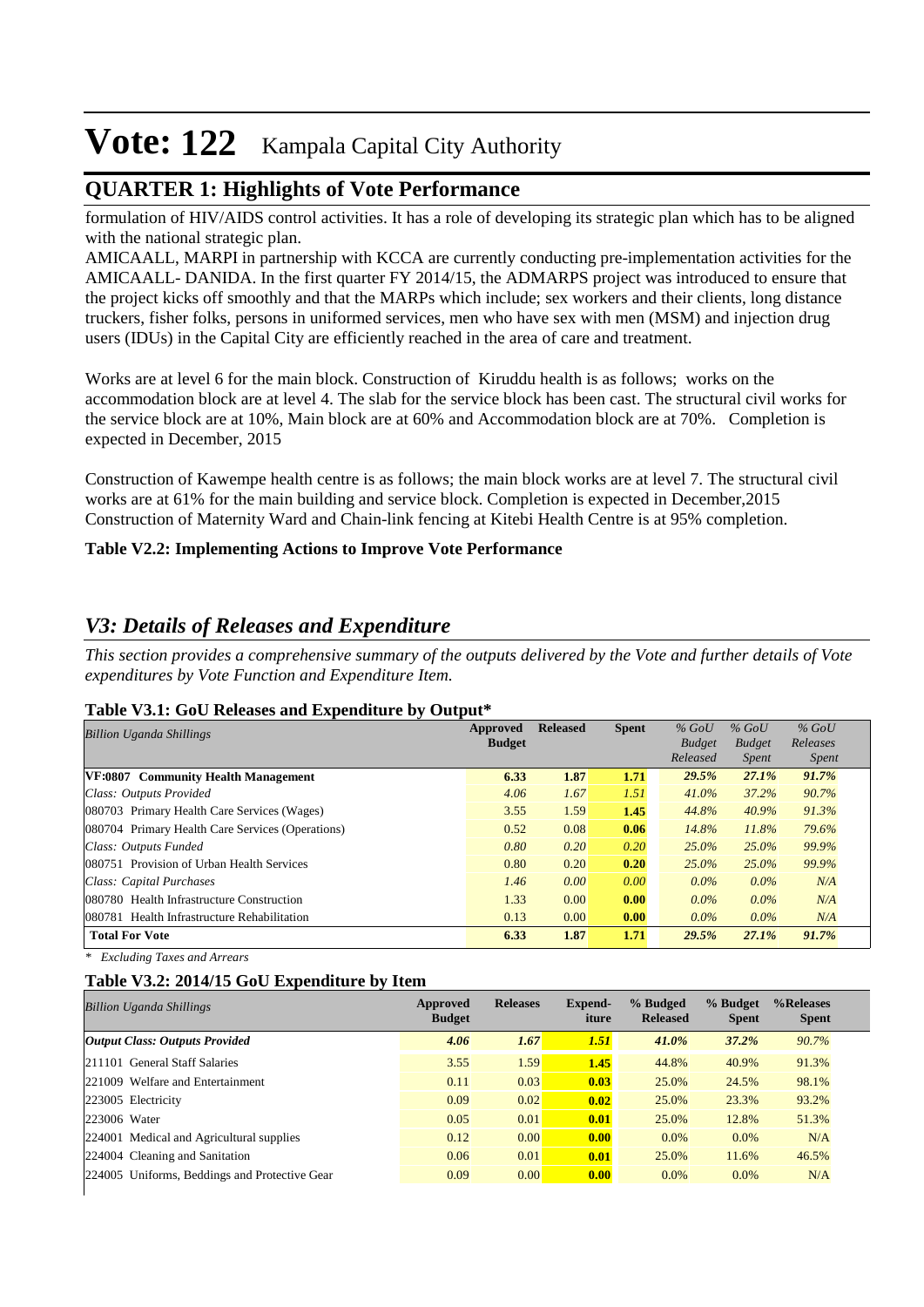# Vote: 122 Kampala Capital City Authority

## QUARTER 1: Highlights of Vote Performance

formulation of HIV/AIDS control activities. It has a role of developing its strategic plan which has to be aligned with the national strategic plan.
AMICAALL, MARPI in partnership with KCCA are currently conducting pre-implementation activities for the AMICAALL- DANIDA. In the first quarter FY 2014/15, the ADMARPS project was introduced to ensure that the project kicks off smoothly and that the MARPs which include; sex workers and their clients, long distance truckers, fisher folks, persons in uniformed services, men who have sex with men (MSM) and injection drug users (IDUs) in the Capital City are efficiently reached in the area of care and treatment.

Works are at level 6 for the main block. Construction of Kiruddu health is as follows; works on the accommodation block are at level 4. The slab for the service block has been cast. The structural civil works for the service block are at 10%, Main block are at 60% and Accommodation block are at 70%. Completion is expected in December, 2015

Construction of Kawempe health centre is as follows; the main block works are at level 7. The structural civil works are at 61% for the main building and service block. Completion is expected in December,2015
Construction of Maternity Ward and Chain-link fencing at Kitebi Health Centre is at 95% completion.

**Table V2.2: Implementing Actions to Improve Vote Performance**

## *V3: Details of Releases and Expenditure*

*This section provides a comprehensive summary of the outputs delivered by the Vote and further details of Vote expenditures by Vote Function and Expenditure Item.*

**Table V3.1: GoU Releases and Expenditure by Output***

| *Billion Uganda Shillings* | Approved Budget | Released | Spent | *% GoU Budget Released* | *% GoU Budget Spent* | *% GoU Releases Spent* |
|---|---|---|---|---|---|---|
| **VF:0807 Community Health Management** | **6.33** | **1.87** | **1.71** | ***29.5%*** | ***27.1%*** | ***91.7%*** |
| *Class: Outputs Provided* | *4.06* | *1.67* | *1.51* | *41.0%* | *37.2%* | *90.7%* |
| 080703 Primary Health Care Services (Wages) | 3.55 | 1.59 | **1.45** | *44.8%* | *40.9%* | *91.3%* |
| 080704 Primary Health Care Services (Operations) | 0.52 | 0.08 | **0.06** | *14.8%* | *11.8%* | *79.6%* |
| *Class: Outputs Funded* | *0.80* | *0.20* | *0.20* | *25.0%* | *25.0%* | *99.9%* |
| 080751 Provision of Urban Health Services | 0.80 | 0.20 | **0.20** | *25.0%* | *25.0%* | *99.9%* |
| *Class: Capital Purchases* | *1.46* | *0.00* | *0.00* | *0.0%* | *0.0%* | *N/A* |
| 080780 Health Infrastructure Construction | 1.33 | 0.00 | **0.00** | *0.0%* | *0.0%* | *N/A* |
| 080781 Health Infrastructure Rehabilitation | 0.13 | 0.00 | **0.00** | *0.0%* | *0.0%* | *N/A* |
| **Total For Vote** | **6.33** | **1.87** | **1.71** | ***29.5%*** | ***27.1%*** | ***91.7%*** |

*\* Excluding Taxes and Arrears*

**Table V3.2: 2014/15 GoU Expenditure by Item**

| *Billion Uganda Shillings* | Approved Budget | Releases | Expend-iture | % Budgeted Released | % Budget Spent | %Releases Spent |
|---|---|---|---|---|---|---|
| ***Output Class: Outputs Provided*** | ***4.06*** | ***1.67*** | ***1.51*** | ***41.0%*** | ***37.2%*** | *90.7%* |
| 211101 General Staff Salaries | 3.55 | 1.59 | **1.45** | 44.8% | 40.9% | 91.3% |
| 221009 Welfare and Entertainment | 0.11 | 0.03 | **0.03** | 25.0% | 24.5% | 98.1% |
| 223005 Electricity | 0.09 | 0.02 | **0.02** | 25.0% | 23.3% | 93.2% |
| 223006 Water | 0.05 | 0.01 | **0.01** | 25.0% | 12.8% | 51.3% |
| 224001 Medical and Agricultural supplies | 0.12 | 0.00 | **0.00** | 0.0% | 0.0% | N/A |
| 224004 Cleaning and Sanitation | 0.06 | 0.01 | **0.01** | 25.0% | 11.6% | 46.5% |
| 224005 Uniforms, Beddings and Protective Gear | 0.09 | 0.00 | **0.00** | 0.0% | 0.0% | N/A |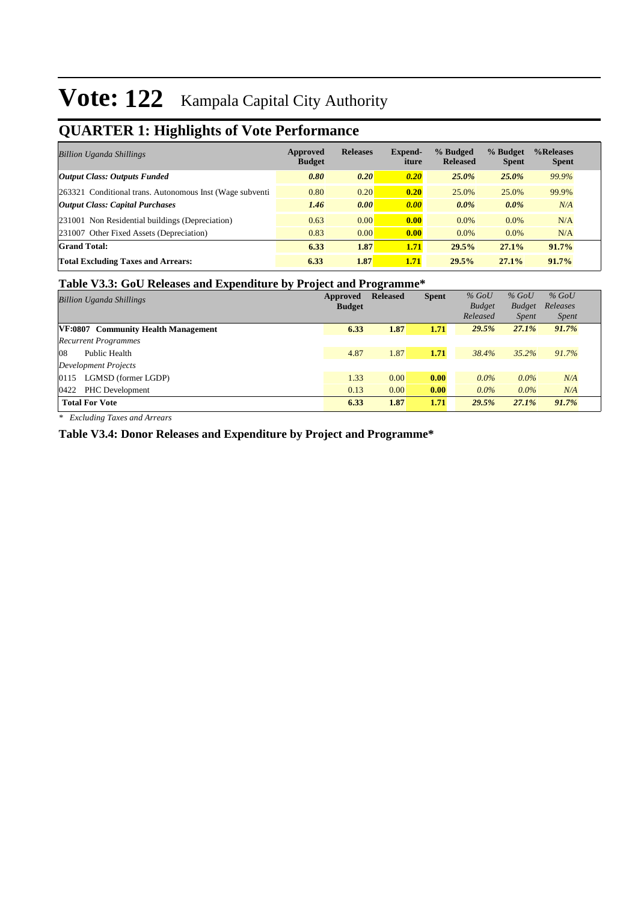# Vote: 122 Kampala Capital City Authority

## QUARTER 1: Highlights of Vote Performance

| *Billion Uganda Shillings* | Approved Budget | Releases | Expend-iture | % Budged Released | % Budget Spent | %Releases Spent |
|---|---|---|---|---|---|---|
| ***Output Class: Outputs Funded*** | ***0.80*** | ***0.20*** | ***0.20*** | ***25.0%*** | ***25.0%*** | *99.9%* |
| 263321 Conditional trans. Autonomous Inst (Wage subventi | 0.80 | 0.20 | **0.20** | 25.0% | 25.0% | 99.9% |
| ***Output Class: Capital Purchases*** | ***1.46*** | ***0.00*** | ***0.00*** | ***0.0%*** | ***0.0%*** | *N/A* |
| 231001 Non Residential buildings (Depreciation) | 0.63 | 0.00 | **0.00** | 0.0% | 0.0% | N/A |
| 231007 Other Fixed Assets (Depreciation) | 0.83 | 0.00 | **0.00** | 0.0% | 0.0% | N/A |
| **Grand Total:** | **6.33** | **1.87** | **1.71** | **29.5%** | **27.1%** | **91.7%** |
| **Total Excluding Taxes and Arrears:** | **6.33** | **1.87** | **1.71** | **29.5%** | **27.1%** | **91.7%** |

### Table V3.3: GoU Releases and Expenditure by Project and Programme*

| *Billion Uganda Shillings* | Approved Budget | Released | Spent | *% GoU Budget Released* | *% GoU Budget Spent* | *% GoU Releases Spent* |
|---|---|---|---|---|---|---|
| **VF:0807 Community Health Management** | **6.33** | **1.87** | **1.71** | ***29.5%*** | ***27.1%*** | ***91.7%*** |
| *Recurrent Programmes* | | | | | | |
| 08 Public Health | 4.87 | 1.87 | **1.71** | *38.4%* | *35.2%* | *91.7%* |
| *Development Projects* | | | | | | |
| 0115 LGMSD (former LGDP) | 1.33 | 0.00 | **0.00** | *0.0%* | *0.0%* | *N/A* |
| 0422 PHC Development | 0.13 | 0.00 | **0.00** | *0.0%* | *0.0%* | *N/A* |
| **Total For Vote** | **6.33** | **1.87** | **1.71** | ***29.5%*** | ***27.1%*** | ***91.7%*** |

*\* Excluding Taxes and Arrears*

### Table V3.4: Donor Releases and Expenditure by Project and Programme*